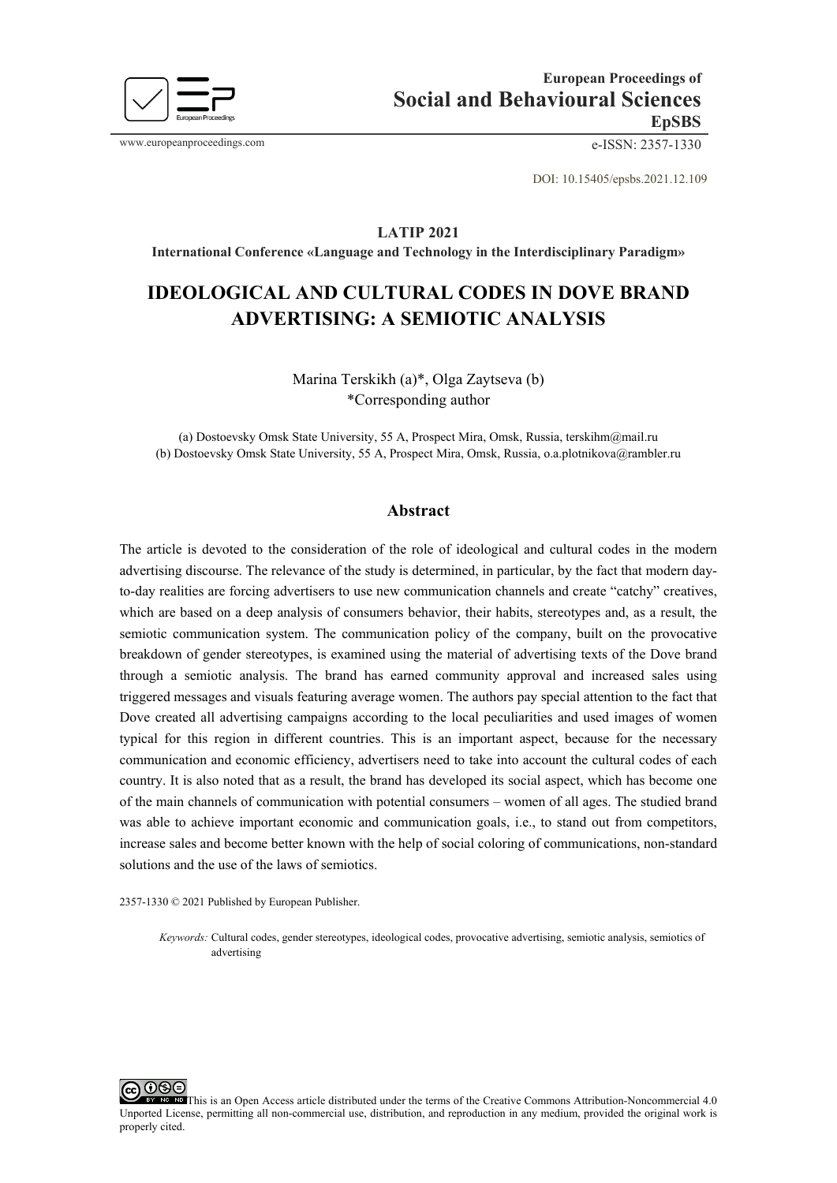European Proceedings of
**Social and Behavioural Sciences**
**EpSBS**

www.europeanproceedings.com e-ISSN: 2357-1330

DOI: 10.15405/epsbs.2021.12.109

**LATIP 2021**
**International Conference «Language and Technology in the Interdisciplinary Paradigm»**

# IDEOLOGICAL AND CULTURAL CODES IN DOVE BRAND ADVERTISING: A SEMIOTIC ANALYSIS

Marina Terskikh (a)*, Olga Zaytseva (b)
*Corresponding author

(a) Dostoevsky Omsk State University, 55 A, Prospect Mira, Omsk, Russia, terskihm@mail.ru
(b) Dostoevsky Omsk State University, 55 A, Prospect Mira, Omsk, Russia, o.a.plotnikova@rambler.ru

## Abstract

The article is devoted to the consideration of the role of ideological and cultural codes in the modern advertising discourse. The relevance of the study is determined, in particular, by the fact that modern day-to-day realities are forcing advertisers to use new communication channels and create "catchy" creatives, which are based on a deep analysis of consumers behavior, their habits, stereotypes and, as a result, the semiotic communication system. The communication policy of the company, built on the provocative breakdown of gender stereotypes, is examined using the material of advertising texts of the Dove brand through a semiotic analysis. The brand has earned community approval and increased sales using triggered messages and visuals featuring average women. The authors pay special attention to the fact that Dove created all advertising campaigns according to the local peculiarities and used images of women typical for this region in different countries. This is an important aspect, because for the necessary communication and economic efficiency, advertisers need to take into account the cultural codes of each country. It is also noted that as a result, the brand has developed its social aspect, which has become one of the main channels of communication with potential consumers – women of all ages. The studied brand was able to achieve important economic and communication goals, i.e., to stand out from competitors, increase sales and become better known with the help of social coloring of communications, non-standard solutions and the use of the laws of semiotics.

2357-1330 © 2021 Published by European Publisher.

*Keywords:* Cultural codes, gender stereotypes, ideological codes, provocative advertising, semiotic analysis, semiotics of advertising

This is an Open Access article distributed under the terms of the Creative Commons Attribution-Noncommercial 4.0 Unported License, permitting all non-commercial use, distribution, and reproduction in any medium, provided the original work is properly cited.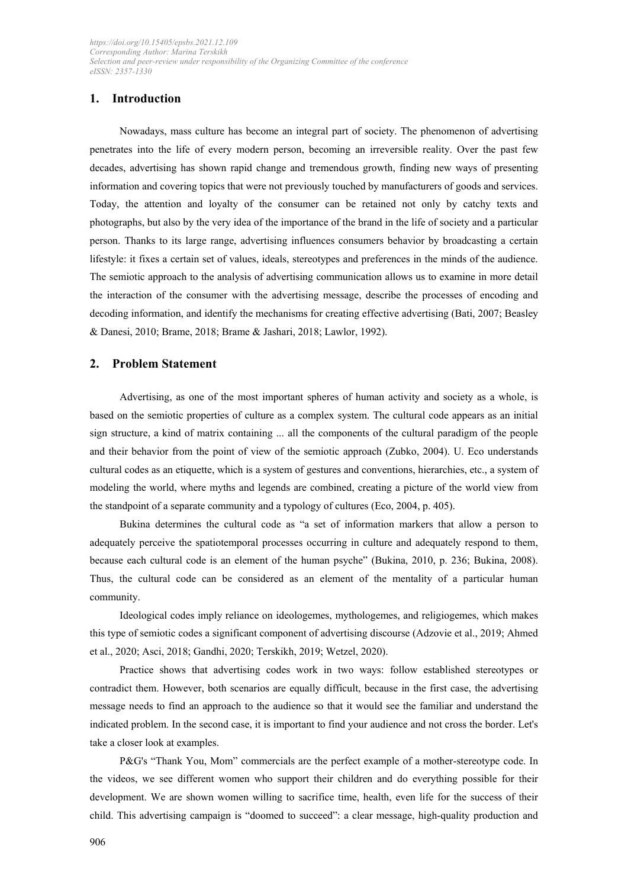## 1. Introduction

Nowadays, mass culture has become an integral part of society. The phenomenon of advertising penetrates into the life of every modern person, becoming an irreversible reality. Over the past few decades, advertising has shown rapid change and tremendous growth, finding new ways of presenting information and covering topics that were not previously touched by manufacturers of goods and services. Today, the attention and loyalty of the consumer can be retained not only by catchy texts and photographs, but also by the very idea of the importance of the brand in the life of society and a particular person. Thanks to its large range, advertising influences consumers behavior by broadcasting a certain lifestyle: it fixes a certain set of values, ideals, stereotypes and preferences in the minds of the audience. The semiotic approach to the analysis of advertising communication allows us to examine in more detail the interaction of the consumer with the advertising message, describe the processes of encoding and decoding information, and identify the mechanisms for creating effective advertising (Bati, 2007; Beasley & Danesi, 2010; Brame, 2018; Brame & Jashari, 2018; Lawlor, 1992).

## 2. Problem Statement

Advertising, as one of the most important spheres of human activity and society as a whole, is based on the semiotic properties of culture as a complex system. The cultural code appears as an initial sign structure, a kind of matrix containing ... all the components of the cultural paradigm of the people and their behavior from the point of view of the semiotic approach (Zubko, 2004). U. Eco understands cultural codes as an etiquette, which is a system of gestures and conventions, hierarchies, etc., a system of modeling the world, where myths and legends are combined, creating a picture of the world view from the standpoint of a separate community and a typology of cultures (Eco, 2004, p. 405).

Bukina determines the cultural code as "a set of information markers that allow a person to adequately perceive the spatiotemporal processes occurring in culture and adequately respond to them, because each cultural code is an element of the human psyche" (Bukina, 2010, p. 236; Bukina, 2008). Thus, the cultural code can be considered as an element of the mentality of a particular human community.

Ideological codes imply reliance on ideologemes, mythologemes, and religiogemes, which makes this type of semiotic codes a significant component of advertising discourse (Adzovie et al., 2019; Ahmed et al., 2020; Asci, 2018; Gandhi, 2020; Terskikh, 2019; Wetzel, 2020).

Practice shows that advertising codes work in two ways: follow established stereotypes or contradict them. However, both scenarios are equally difficult, because in the first case, the advertising message needs to find an approach to the audience so that it would see the familiar and understand the indicated problem. In the second case, it is important to find your audience and not cross the border. Let's take a closer look at examples.

P&G's "Thank You, Mom" commercials are the perfect example of a mother-stereotype code. In the videos, we see different women who support their children and do everything possible for their development. We are shown women willing to sacrifice time, health, even life for the success of their child. This advertising campaign is "doomed to succeed": a clear message, high-quality production and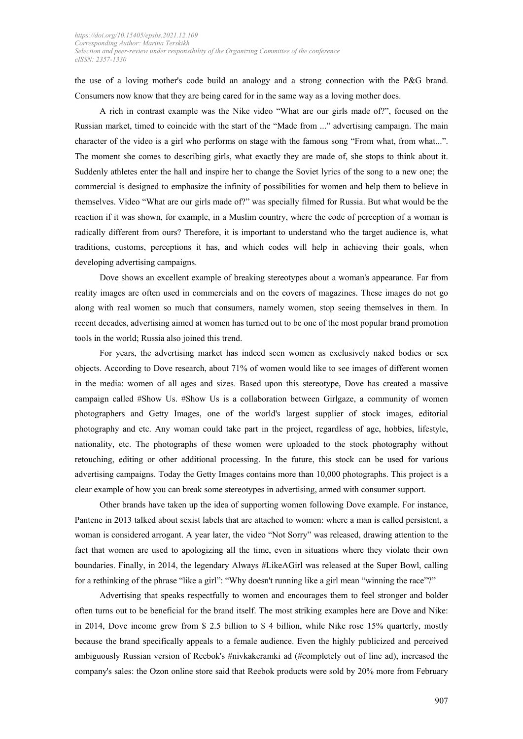the use of a loving mother's code build an analogy and a strong connection with the P&G brand. Consumers now know that they are being cared for in the same way as a loving mother does.

A rich in contrast example was the Nike video "What are our girls made of?", focused on the Russian market, timed to coincide with the start of the "Made from ..." advertising campaign. The main character of the video is a girl who performs on stage with the famous song "From what, from what...". The moment she comes to describing girls, what exactly they are made of, she stops to think about it. Suddenly athletes enter the hall and inspire her to change the Soviet lyrics of the song to a new one; the commercial is designed to emphasize the infinity of possibilities for women and help them to believe in themselves. Video "What are our girls made of?" was specially filmed for Russia. But what would be the reaction if it was shown, for example, in a Muslim country, where the code of perception of a woman is radically different from ours? Therefore, it is important to understand who the target audience is, what traditions, customs, perceptions it has, and which codes will help in achieving their goals, when developing advertising campaigns.

Dove shows an excellent example of breaking stereotypes about a woman's appearance. Far from reality images are often used in commercials and on the covers of magazines. These images do not go along with real women so much that consumers, namely women, stop seeing themselves in them. In recent decades, advertising aimed at women has turned out to be one of the most popular brand promotion tools in the world; Russia also joined this trend.

For years, the advertising market has indeed seen women as exclusively naked bodies or sex objects. According to Dove research, about 71% of women would like to see images of different women in the media: women of all ages and sizes. Based upon this stereotype, Dove has created a massive campaign called #Show Us. #Show Us is a collaboration between Girlgaze, a community of women photographers and Getty Images, one of the world's largest supplier of stock images, editorial photography and etc. Any woman could take part in the project, regardless of age, hobbies, lifestyle, nationality, etc. The photographs of these women were uploaded to the stock photography without retouching, editing or other additional processing. In the future, this stock can be used for various advertising campaigns. Today the Getty Images contains more than 10,000 photographs. This project is a clear example of how you can break some stereotypes in advertising, armed with consumer support.

Other brands have taken up the idea of supporting women following Dove example. For instance, Pantene in 2013 talked about sexist labels that are attached to women: where a man is called persistent, a woman is considered arrogant. A year later, the video "Not Sorry" was released, drawing attention to the fact that women are used to apologizing all the time, even in situations where they violate their own boundaries. Finally, in 2014, the legendary Always #LikeAGirl was released at the Super Bowl, calling for a rethinking of the phrase "like a girl": "Why doesn't running like a girl mean "winning the race"?"

Advertising that speaks respectfully to women and encourages them to feel stronger and bolder often turns out to be beneficial for the brand itself. The most striking examples here are Dove and Nike: in 2014, Dove income grew from $ 2.5 billion to $ 4 billion, while Nike rose 15% quarterly, mostly because the brand specifically appeals to a female audience. Even the highly publicized and perceived ambiguously Russian version of Reebok's #nivkakeramki ad (#completely out of line ad), increased the company's sales: the Ozon online store said that Reebok products were sold by 20% more from February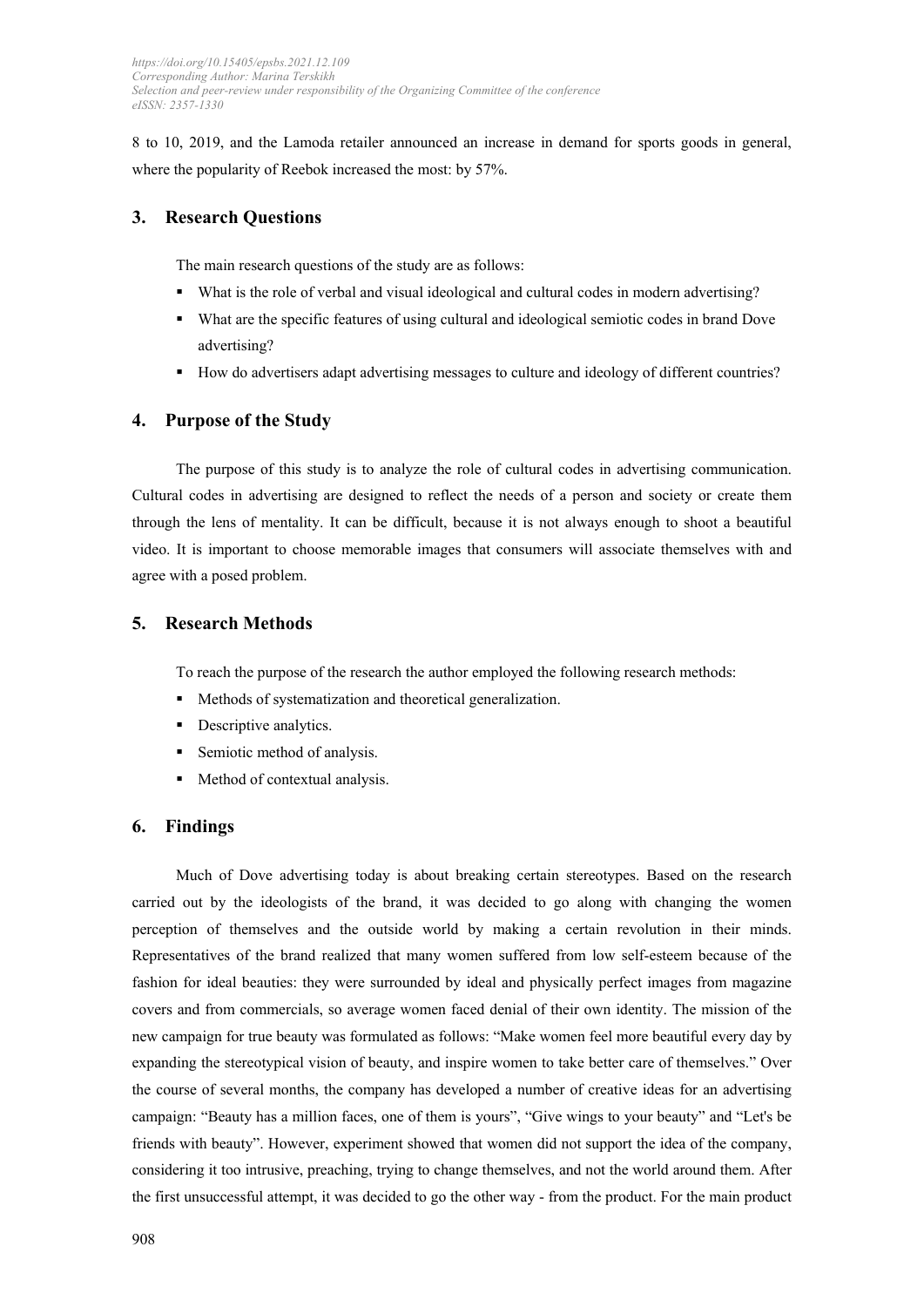8 to 10, 2019, and the Lamoda retailer announced an increase in demand for sports goods in general, where the popularity of Reebok increased the most: by 57%.

## 3. Research Questions

The main research questions of the study are as follows:

- What is the role of verbal and visual ideological and cultural codes in modern advertising?
- What are the specific features of using cultural and ideological semiotic codes in brand Dove advertising?
- How do advertisers adapt advertising messages to culture and ideology of different countries?

## 4. Purpose of the Study

The purpose of this study is to analyze the role of cultural codes in advertising communication. Cultural codes in advertising are designed to reflect the needs of a person and society or create them through the lens of mentality. It can be difficult, because it is not always enough to shoot a beautiful video. It is important to choose memorable images that consumers will associate themselves with and agree with a posed problem.

## 5. Research Methods

To reach the purpose of the research the author employed the following research methods:

- Methods of systematization and theoretical generalization.
- Descriptive analytics.
- Semiotic method of analysis.
- Method of contextual analysis.

## 6. Findings

Much of Dove advertising today is about breaking certain stereotypes. Based on the research carried out by the ideologists of the brand, it was decided to go along with changing the women perception of themselves and the outside world by making a certain revolution in their minds. Representatives of the brand realized that many women suffered from low self-esteem because of the fashion for ideal beauties: they were surrounded by ideal and physically perfect images from magazine covers and from commercials, so average women faced denial of their own identity. The mission of the new campaign for true beauty was formulated as follows: "Make women feel more beautiful every day by expanding the stereotypical vision of beauty, and inspire women to take better care of themselves." Over the course of several months, the company has developed a number of creative ideas for an advertising campaign: "Beauty has a million faces, one of them is yours", "Give wings to your beauty" and "Let's be friends with beauty". However, experiment showed that women did not support the idea of the company, considering it too intrusive, preaching, trying to change themselves, and not the world around them. After the first unsuccessful attempt, it was decided to go the other way - from the product. For the main product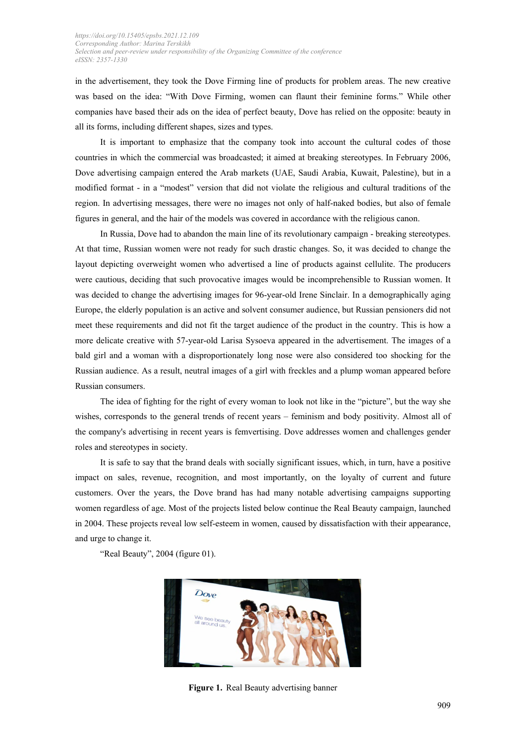in the advertisement, they took the Dove Firming line of products for problem areas. The new creative was based on the idea: "With Dove Firming, women can flaunt their feminine forms." While other companies have based their ads on the idea of perfect beauty, Dove has relied on the opposite: beauty in all its forms, including different shapes, sizes and types.

It is important to emphasize that the company took into account the cultural codes of those countries in which the commercial was broadcasted; it aimed at breaking stereotypes. In February 2006, Dove advertising campaign entered the Arab markets (UAE, Saudi Arabia, Kuwait, Palestine), but in a modified format - in a "modest" version that did not violate the religious and cultural traditions of the region. In advertising messages, there were no images not only of half-naked bodies, but also of female figures in general, and the hair of the models was covered in accordance with the religious canon.

In Russia, Dove had to abandon the main line of its revolutionary campaign - breaking stereotypes. At that time, Russian women were not ready for such drastic changes. So, it was decided to change the layout depicting overweight women who advertised a line of products against cellulite. The producers were cautious, deciding that such provocative images would be incomprehensible to Russian women. It was decided to change the advertising images for 96-year-old Irene Sinclair. In a demographically aging Europe, the elderly population is an active and solvent consumer audience, but Russian pensioners did not meet these requirements and did not fit the target audience of the product in the country. This is how a more delicate creative with 57-year-old Larisa Sysoeva appeared in the advertisement. The images of a bald girl and a woman with a disproportionately long nose were also considered too shocking for the Russian audience. As a result, neutral images of a girl with freckles and a plump woman appeared before Russian consumers.

The idea of fighting for the right of every woman to look not like in the "picture", but the way she wishes, corresponds to the general trends of recent years – feminism and body positivity. Almost all of the company's advertising in recent years is femvertising. Dove addresses women and challenges gender roles and stereotypes in society.

It is safe to say that the brand deals with socially significant issues, which, in turn, have a positive impact on sales, revenue, recognition, and most importantly, on the loyalty of current and future customers. Over the years, the Dove brand has had many notable advertising campaigns supporting women regardless of age. Most of the projects listed below continue the Real Beauty campaign, launched in 2004. These projects reveal low self-esteem in women, caused by dissatisfaction with their appearance, and urge to change it.

"Real Beauty", 2004 (figure 01).

**Figure 1.** Real Beauty advertising banner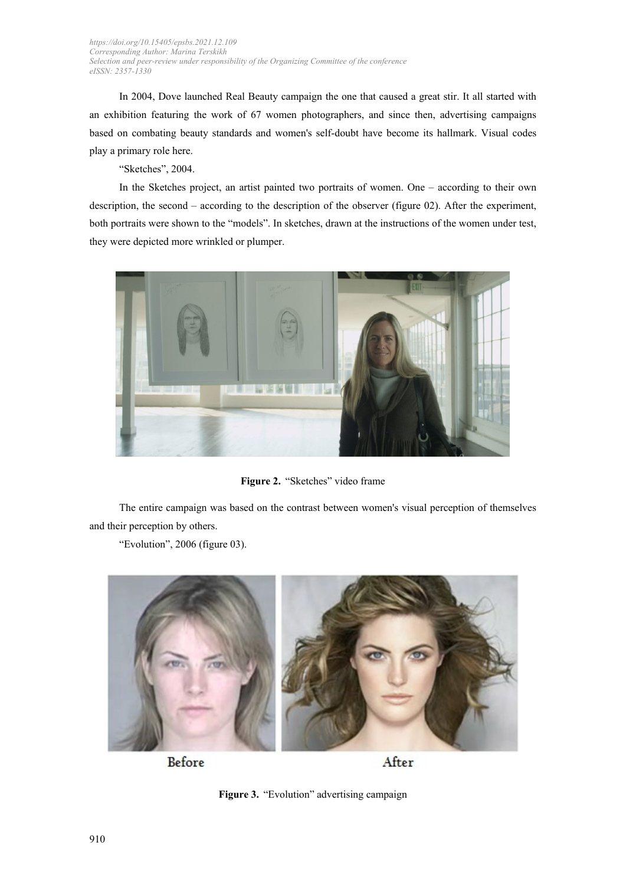In 2004, Dove launched Real Beauty campaign the one that caused a great stir. It all started with an exhibition featuring the work of 67 women photographers, and since then, advertising campaigns based on combating beauty standards and women's self-doubt have become its hallmark. Visual codes play a primary role here.

"Sketches", 2004.

In the Sketches project, an artist painted two portraits of women. One – according to their own description, the second – according to the description of the observer (figure 02). After the experiment, both portraits were shown to the "models". In sketches, drawn at the instructions of the women under test, they were depicted more wrinkled or plumper.

**Figure 2.** "Sketches" video frame

The entire campaign was based on the contrast between women's visual perception of themselves and their perception by others.

"Evolution", 2006 (figure 03).

**Figure 3.** "Evolution" advertising campaign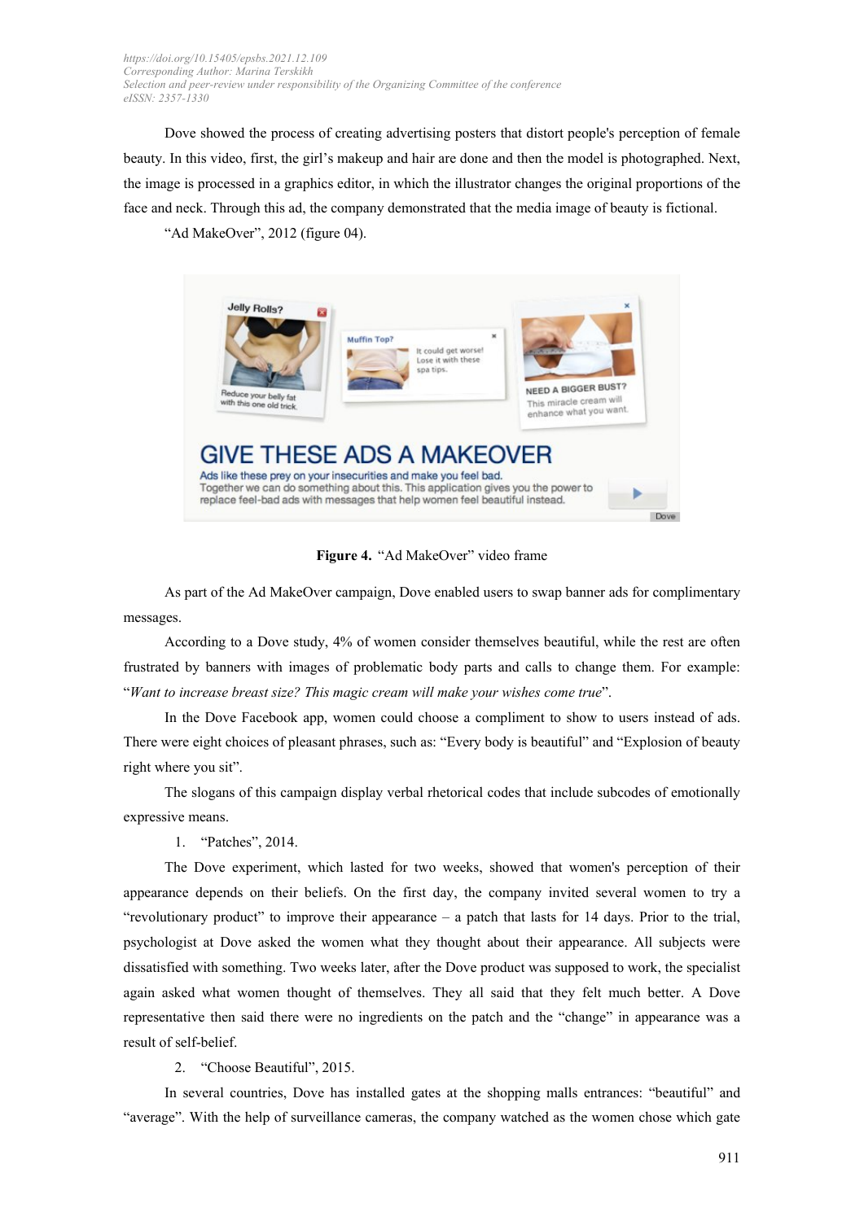Dove showed the process of creating advertising posters that distort people's perception of female beauty. In this video, first, the girl's makeup and hair are done and then the model is photographed. Next, the image is processed in a graphics editor, in which the illustrator changes the original proportions of the face and neck. Through this ad, the company demonstrated that the media image of beauty is fictional.

"Ad MakeOver", 2012 (figure 04).

**Figure 4.** "Ad MakeOver" video frame

As part of the Ad MakeOver campaign, Dove enabled users to swap banner ads for complimentary messages.

According to a Dove study, 4% of women consider themselves beautiful, while the rest are often frustrated by banners with images of problematic body parts and calls to change them. For example: "*Want to increase breast size? This magic cream will make your wishes come true*".

In the Dove Facebook app, women could choose a compliment to show to users instead of ads. There were eight choices of pleasant phrases, such as: "Every body is beautiful" and "Explosion of beauty right where you sit".

The slogans of this campaign display verbal rhetorical codes that include subcodes of emotionally expressive means.

1. "Patches", 2014.

The Dove experiment, which lasted for two weeks, showed that women's perception of their appearance depends on their beliefs. On the first day, the company invited several women to try a "revolutionary product" to improve their appearance – a patch that lasts for 14 days. Prior to the trial, psychologist at Dove asked the women what they thought about their appearance. All subjects were dissatisfied with something. Two weeks later, after the Dove product was supposed to work, the specialist again asked what women thought of themselves. They all said that they felt much better. A Dove representative then said there were no ingredients on the patch and the "change" in appearance was a result of self-belief.

2. "Choose Beautiful", 2015.

In several countries, Dove has installed gates at the shopping malls entrances: "beautiful" and "average". With the help of surveillance cameras, the company watched as the women chose which gate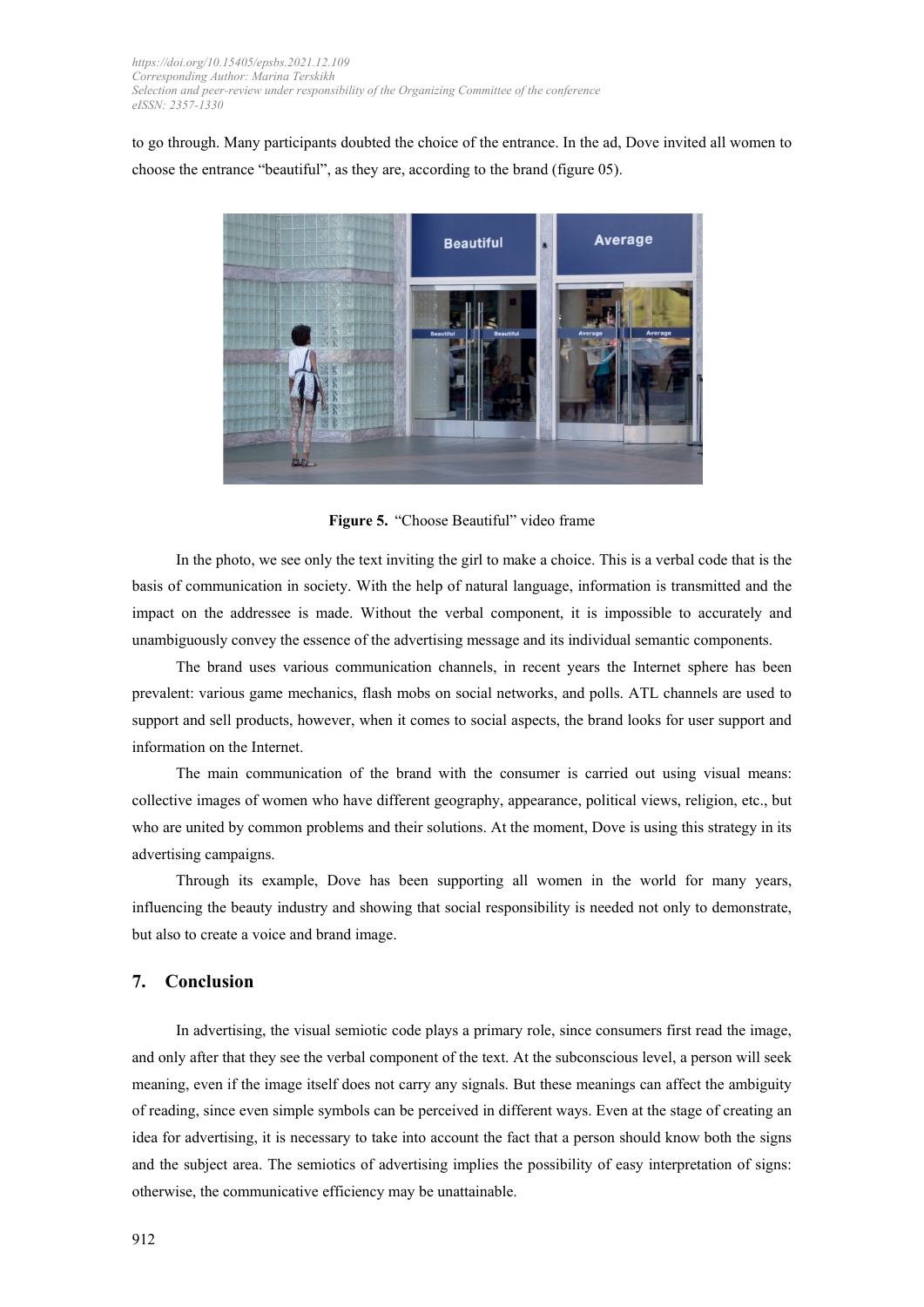to go through. Many participants doubted the choice of the entrance. In the ad, Dove invited all women to choose the entrance "beautiful", as they are, according to the brand (figure 05).

**Figure 5.** "Choose Beautiful" video frame

In the photo, we see only the text inviting the girl to make a choice. This is a verbal code that is the basis of communication in society. With the help of natural language, information is transmitted and the impact on the addressee is made. Without the verbal component, it is impossible to accurately and unambiguously convey the essence of the advertising message and its individual semantic components.

The brand uses various communication channels, in recent years the Internet sphere has been prevalent: various game mechanics, flash mobs on social networks, and polls. ATL channels are used to support and sell products, however, when it comes to social aspects, the brand looks for user support and information on the Internet.

The main communication of the brand with the consumer is carried out using visual means: collective images of women who have different geography, appearance, political views, religion, etc., but who are united by common problems and their solutions. At the moment, Dove is using this strategy in its advertising campaigns.

Through its example, Dove has been supporting all women in the world for many years, influencing the beauty industry and showing that social responsibility is needed not only to demonstrate, but also to create a voice and brand image.

## 7. Conclusion

In advertising, the visual semiotic code plays a primary role, since consumers first read the image, and only after that they see the verbal component of the text. At the subconscious level, a person will seek meaning, even if the image itself does not carry any signals. But these meanings can affect the ambiguity of reading, since even simple symbols can be perceived in different ways. Even at the stage of creating an idea for advertising, it is necessary to take into account the fact that a person should know both the signs and the subject area. The semiotics of advertising implies the possibility of easy interpretation of signs: otherwise, the communicative efficiency may be unattainable.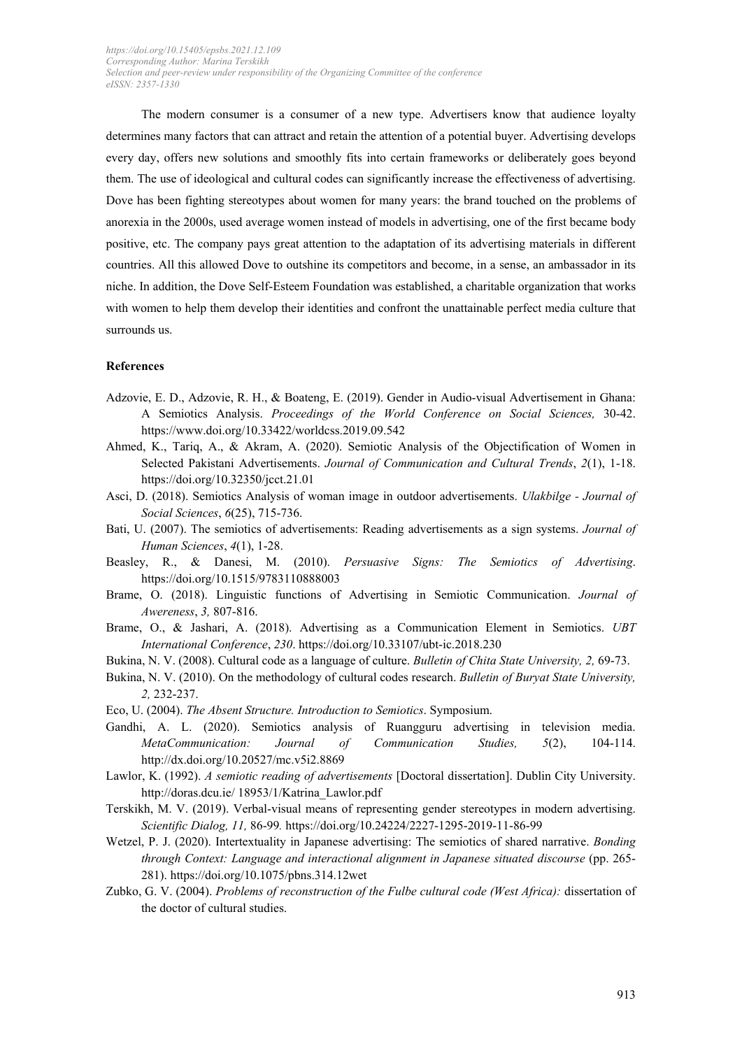The modern consumer is a consumer of a new type. Advertisers know that audience loyalty determines many factors that can attract and retain the attention of a potential buyer. Advertising develops every day, offers new solutions and smoothly fits into certain frameworks or deliberately goes beyond them. The use of ideological and cultural codes can significantly increase the effectiveness of advertising. Dove has been fighting stereotypes about women for many years: the brand touched on the problems of anorexia in the 2000s, used average women instead of models in advertising, one of the first became body positive, etc. The company pays great attention to the adaptation of its advertising materials in different countries. All this allowed Dove to outshine its competitors and become, in a sense, an ambassador in its niche. In addition, the Dove Self-Esteem Foundation was established, a charitable organization that works with women to help them develop their identities and confront the unattainable perfect media culture that surrounds us.

## References

Adzovie, E. D., Adzovie, R. H., & Boateng, E. (2019). Gender in Audio-visual Advertisement in Ghana: A Semiotics Analysis. *Proceedings of the World Conference on Social Sciences,* 30-42. https://www.doi.org/10.33422/worldcss.2019.09.542

Ahmed, K., Tariq, A., & Akram, A. (2020). Semiotic Analysis of the Objectification of Women in Selected Pakistani Advertisements. *Journal of Communication and Cultural Trends*, *2*(1), 1-18. https://doi.org/10.32350/jcct.21.01

Asci, D. (2018). Semiotics Analysis of woman image in outdoor advertisements. *Ulakbilge - Journal of Social Sciences*, *6*(25), 715-736.

Bati, U. (2007). The semiotics of advertisements: Reading advertisements as a sign systems. *Journal of Human Sciences*, *4*(1), 1-28.

Beasley, R., & Danesi, M. (2010). *Persuasive Signs: The Semiotics of Advertising*. https://doi.org/10.1515/9783110888003

Brame, O. (2018). Linguistic functions of Advertising in Semiotic Communication. *Journal of Awereness*, *3,* 807-816.

Brame, O., & Jashari, A. (2018). Advertising as a Communication Element in Semiotics. *UBT International Conference*, *230*. https://doi.org/10.33107/ubt-ic.2018.230

Bukina, N. V. (2008). Cultural code as a language of culture. *Bulletin of Chita State University, 2,* 69-73.

Bukina, N. V. (2010). On the methodology of cultural codes research. *Bulletin of Buryat State University, 2,* 232-237.

Eco, U. (2004). *The Absent Structure. Introduction to Semiotics*. Symposium.

Gandhi, A. L. (2020). Semiotics analysis of Ruangguru advertising in television media. *MetaCommunication: Journal of Communication Studies, 5*(2), 104-114. http://dx.doi.org/10.20527/mc.v5i2.8869

Lawlor, K. (1992). *A semiotic reading of advertisements* [Doctoral dissertation]. Dublin City University. http://doras.dcu.ie/ 18953/1/Katrina_Lawlor.pdf

Terskikh, M. V. (2019). Verbal-visual means of representing gender stereotypes in modern advertising. *Scientific Dialog, 11,* 86-99*.* https://doi.org/10.24224/2227-1295-2019-11-86-99

Wetzel, P. J. (2020). Intertextuality in Japanese advertising: The semiotics of shared narrative. *Bonding through Context: Language and interactional alignment in Japanese situated discourse* (pp. 265-281). https://doi.org/10.1075/pbns.314.12wet

Zubko, G. V. (2004). *Problems of reconstruction of the Fulbe cultural code (West Africa):* dissertation of the doctor of cultural studies.